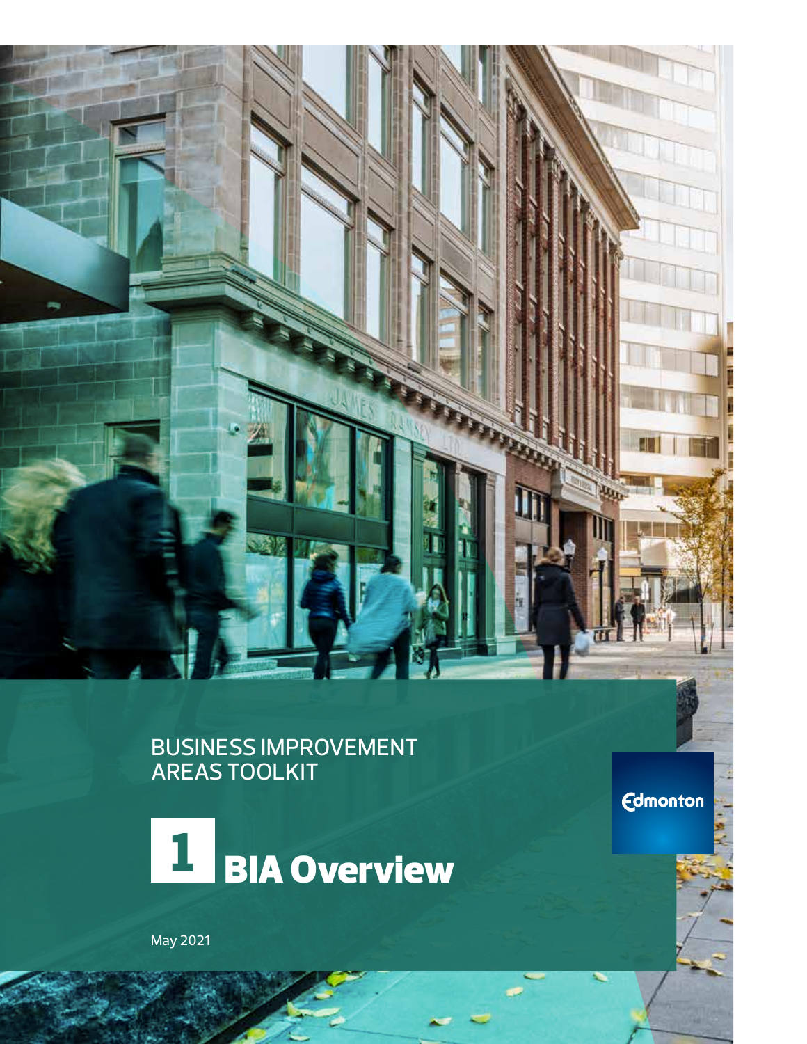BUSINESS IMPROVEMENT AREAS TOOLKIT

# 1 BIA Overview

May 2021

Edmonton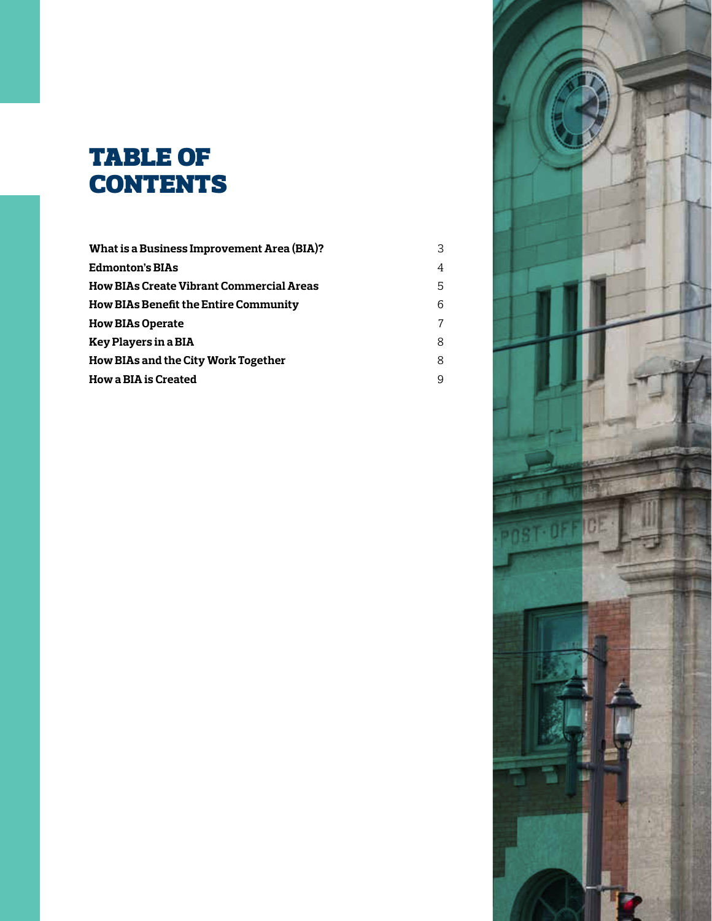# TABLE OF CONTENTS

| | |
|---|---|
| **What is a Business Improvement Area (BIA)?** | 3 |
| **Edmonton's BIAs** | 4 |
| **How BIAs Create Vibrant Commercial Areas** | 5 |
| **How BIAs Benefit the Entire Community** | 6 |
| **How BIAs Operate** | 7 |
| **Key Players in a BIA** | 8 |
| **How BIAs and the City Work Together** | 8 |
| **How a BIA is Created** | 9 |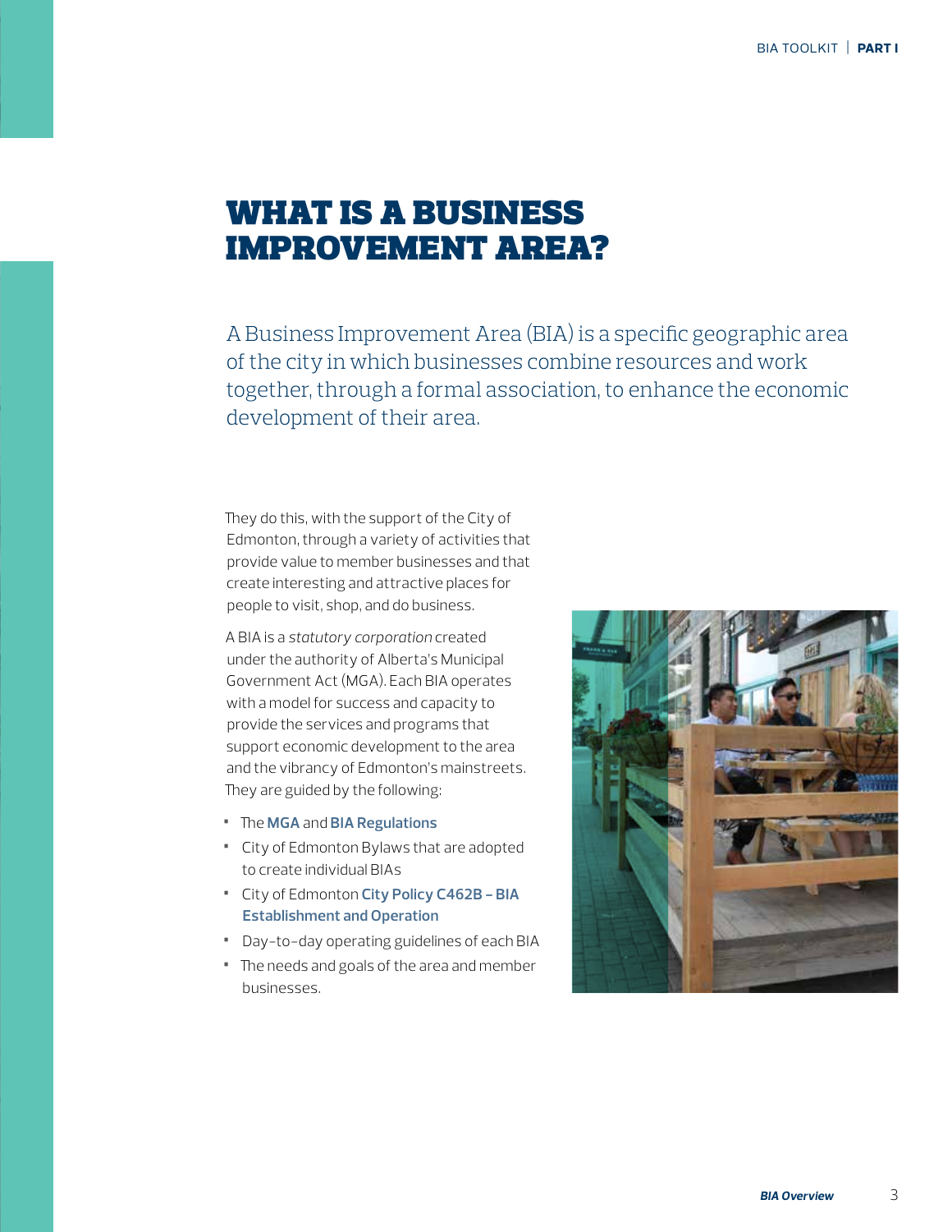# WHAT IS A BUSINESS IMPROVEMENT AREA?

A Business Improvement Area (BIA) is a specific geographic area of the city in which businesses combine resources and work together, through a formal association, to enhance the economic development of their area.

They do this, with the support of the City of Edmonton, through a variety of activities that provide value to member businesses and that create interesting and attractive places for people to visit, shop, and do business.

A BIA is a *statutory corporation* created under the authority of Alberta's Municipal Government Act (MGA). Each BIA operates with a model for success and capacity to provide the services and programs that support economic development to the area and the vibrancy of Edmonton's mainstreets. They are guided by the following:

- The **MGA** and **BIA Regulations**
- City of Edmonton Bylaws that are adopted to create individual BIAs
- City of Edmonton **City Policy C462B – BIA Establishment and Operation**
- Day-to-day operating guidelines of each BIA
- The needs and goals of the area and member businesses.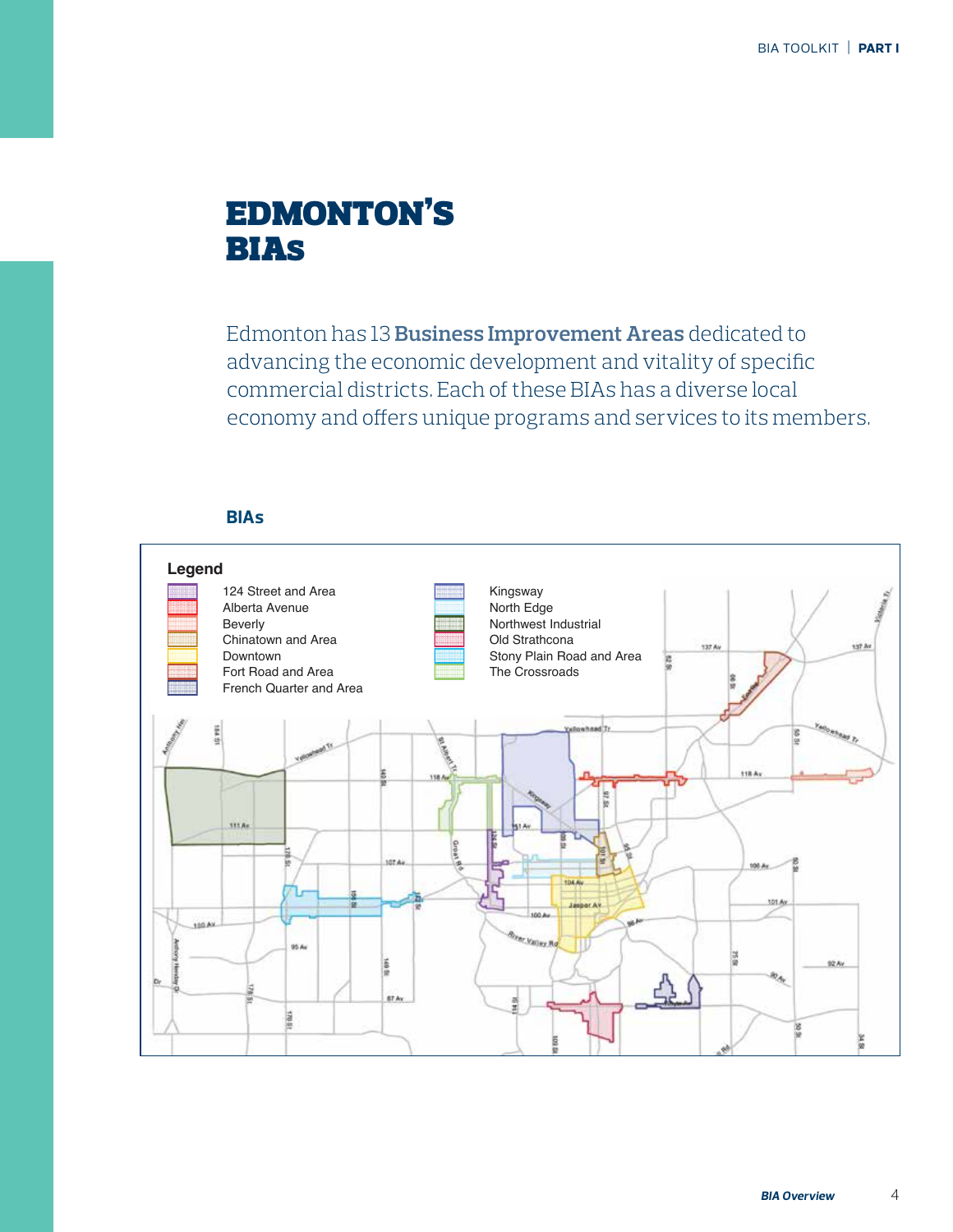# EDMONTON'S BIAs

Edmonton has 13 **Business Improvement Areas** dedicated to advancing the economic development and vitality of specific commercial districts. Each of these BIAs has a diverse local economy and offers unique programs and services to its members.

### BIAs

**Legend**

- 124 Street and Area
- Alberta Avenue
- Beverly
- Chinatown and Area
- Downtown
- Fort Road and Area
- French Quarter and Area
- Kingsway
- North Edge
- Northwest Industrial
- Old Strathcona
- Stony Plain Road and Area
- The Crossroads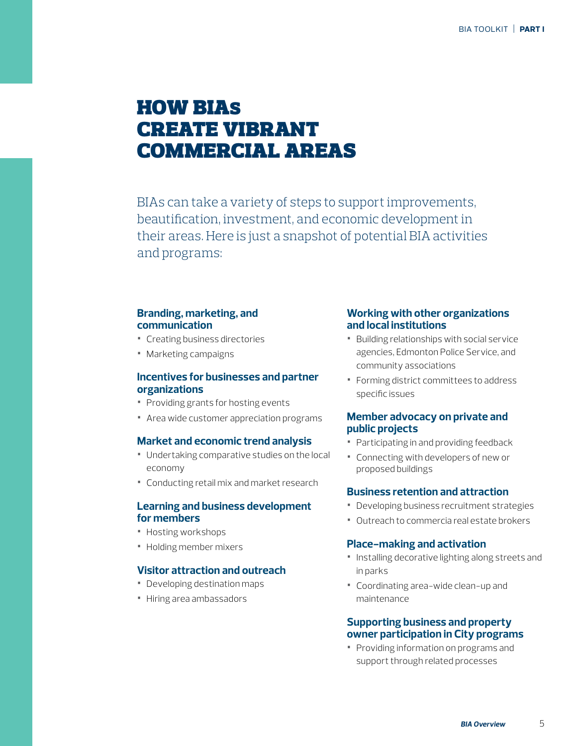# HOW BIAs CREATE VIBRANT COMMERCIAL AREAS

BIAs can take a variety of steps to support improvements, beautification, investment, and economic development in their areas. Here is just a snapshot of potential BIA activities and programs:

### Branding, marketing, and communication

- Creating business directories
- Marketing campaigns

### Incentives for businesses and partner organizations

- Providing grants for hosting events
- Area wide customer appreciation programs

### Market and economic trend analysis

- Undertaking comparative studies on the local economy
- Conducting retail mix and market research

### Learning and business development for members

- Hosting workshops
- Holding member mixers

### Visitor attraction and outreach

- Developing destination maps
- Hiring area ambassadors

### Working with other organizations and local institutions

- Building relationships with social service agencies, Edmonton Police Service, and community associations
- Forming district committees to address specific issues

### Member advocacy on private and public projects

- Participating in and providing feedback
- Connecting with developers of new or proposed buildings

### Business retention and attraction

- Developing business recruitment strategies
- Outreach to commercia real estate brokers

### Place-making and activation

- Installing decorative lighting along streets and in parks
- Coordinating area-wide clean-up and maintenance

### Supporting business and property owner participation in City programs

- Providing information on programs and support through related processes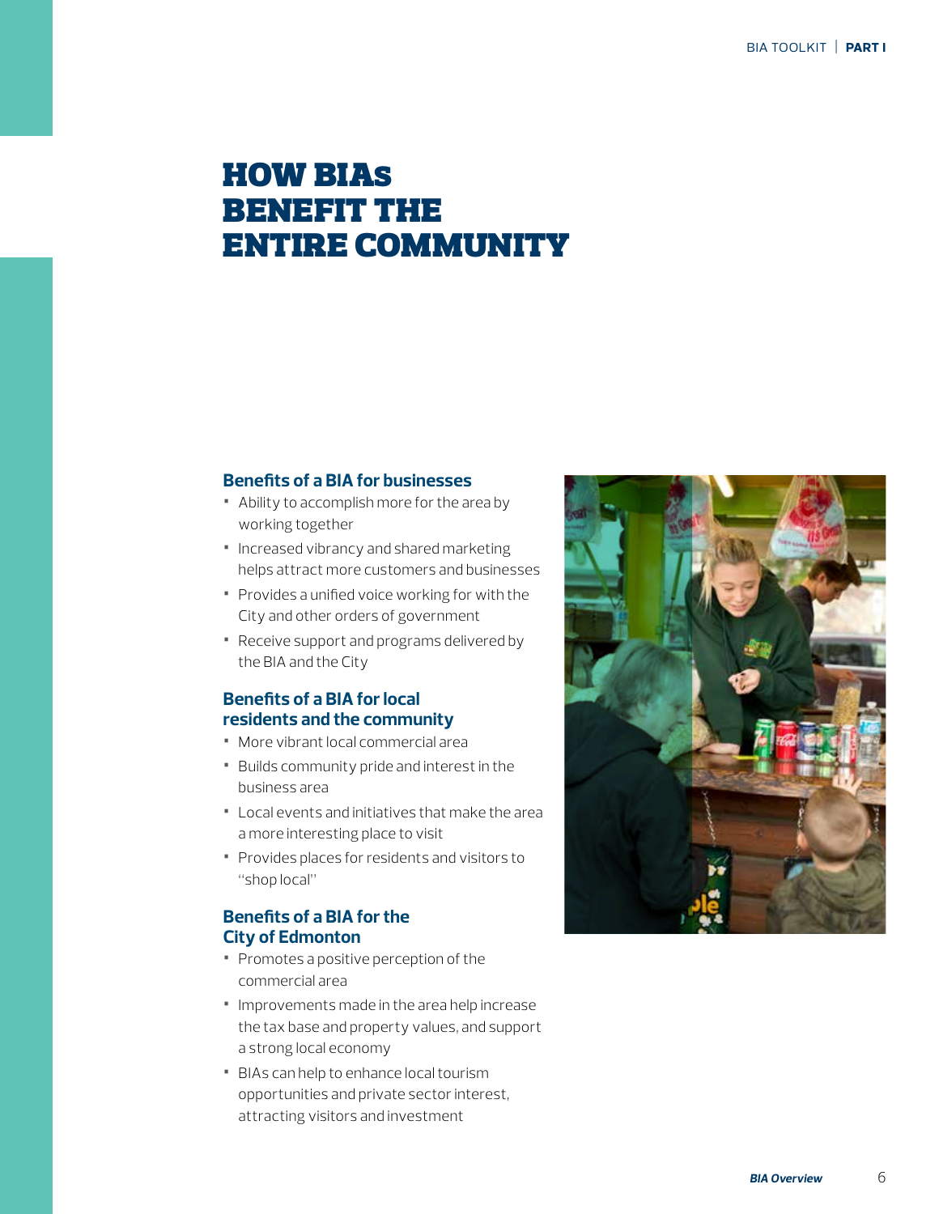# HOW BIAs BENEFIT THE ENTIRE COMMUNITY

### Benefits of a BIA for businesses

- Ability to accomplish more for the area by working together
- Increased vibrancy and shared marketing helps attract more customers and businesses
- Provides a unified voice working for with the City and other orders of government
- Receive support and programs delivered by the BIA and the City

### Benefits of a BIA for local residents and the community

- More vibrant local commercial area
- Builds community pride and interest in the business area
- Local events and initiatives that make the area a more interesting place to visit
- Provides places for residents and visitors to "shop local"

### Benefits of a BIA for the City of Edmonton

- Promotes a positive perception of the commercial area
- Improvements made in the area help increase the tax base and property values, and support a strong local economy
- BIAs can help to enhance local tourism opportunities and private sector interest, attracting visitors and investment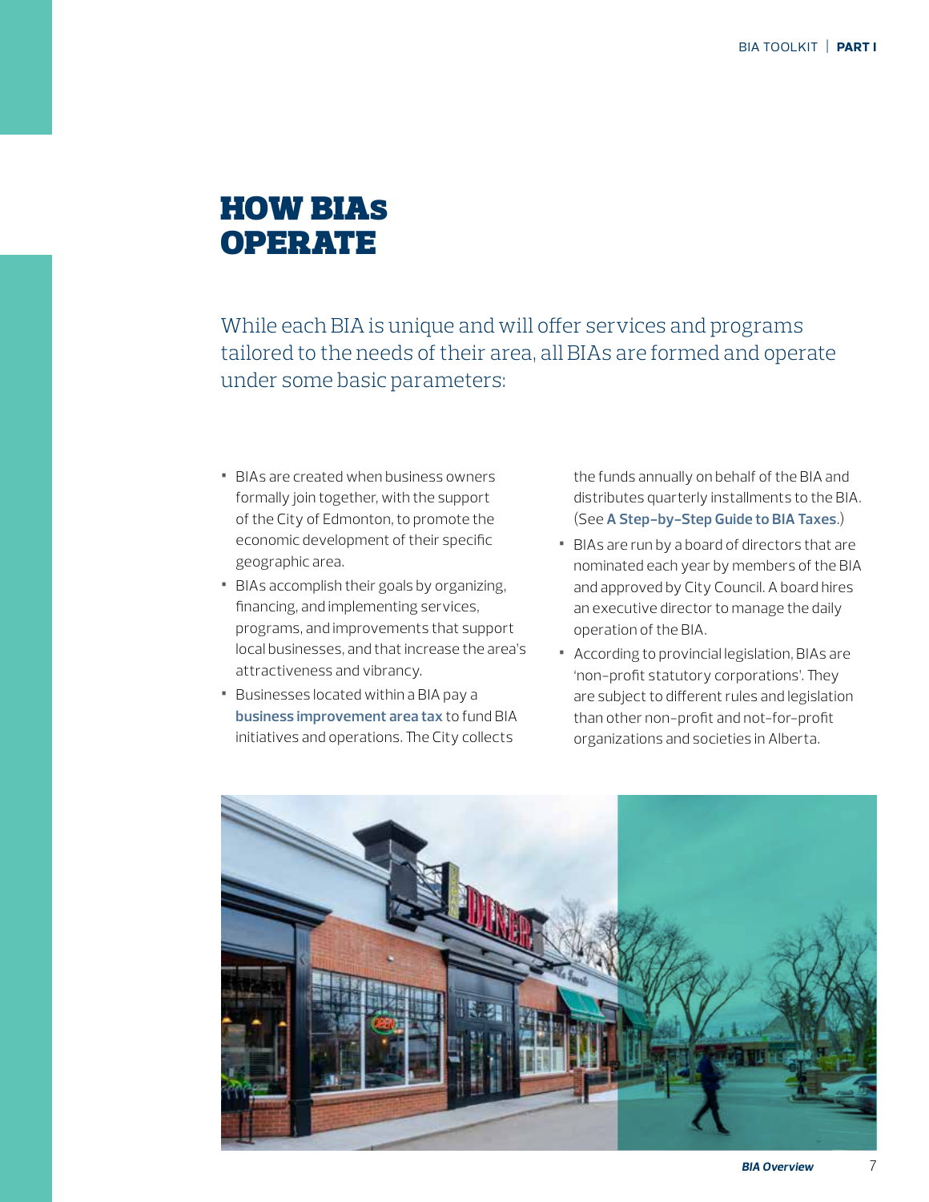# HOW BIAs OPERATE

While each BIA is unique and will offer services and programs tailored to the needs of their area, all BIAs are formed and operate under some basic parameters:

- BIAs are created when business owners formally join together, with the support of the City of Edmonton, to promote the economic development of their specific geographic area.
- BIAs accomplish their goals by organizing, financing, and implementing services, programs, and improvements that support local businesses, and that increase the area's attractiveness and vibrancy.
- Businesses located within a BIA pay a **business improvement area tax** to fund BIA initiatives and operations. The City collects the funds annually on behalf of the BIA and distributes quarterly installments to the BIA. (See **A Step-by-Step Guide to BIA Taxes**.)
- BIAs are run by a board of directors that are nominated each year by members of the BIA and approved by City Council. A board hires an executive director to manage the daily operation of the BIA.
- According to provincial legislation, BIAs are 'non-profit statutory corporations'. They are subject to different rules and legislation than other non-profit and not-for-profit organizations and societies in Alberta.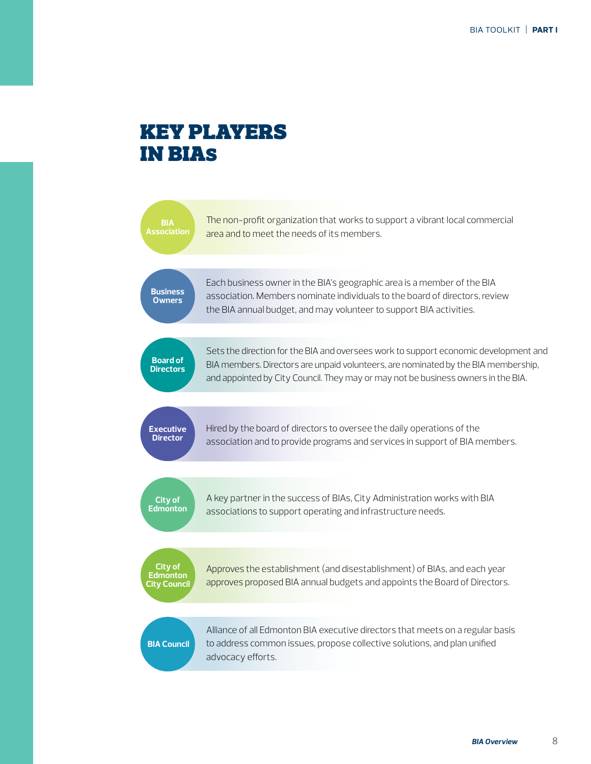# KEY PLAYERS IN BIAs

**BIA Association**
The non-profit organization that works to support a vibrant local commercial area and to meet the needs of its members.

**Business Owners**
Each business owner in the BIA's geographic area is a member of the BIA association. Members nominate individuals to the board of directors, review the BIA annual budget, and may volunteer to support BIA activities.

**Board of Directors**
Sets the direction for the BIA and oversees work to support economic development and BIA members. Directors are unpaid volunteers, are nominated by the BIA membership, and appointed by City Council. They may or may not be business owners in the BIA.

**Executive Director**
Hired by the board of directors to oversee the daily operations of the association and to provide programs and services in support of BIA members.

**City of Edmonton**
A key partner in the success of BIAs, City Administration works with BIA associations to support operating and infrastructure needs.

**City of Edmonton City Council**
Approves the establishment (and disestablishment) of BIAs, and each year approves proposed BIA annual budgets and appoints the Board of Directors.

**BIA Council**
Alliance of all Edmonton BIA executive directors that meets on a regular basis to address common issues, propose collective solutions, and plan unified advocacy efforts.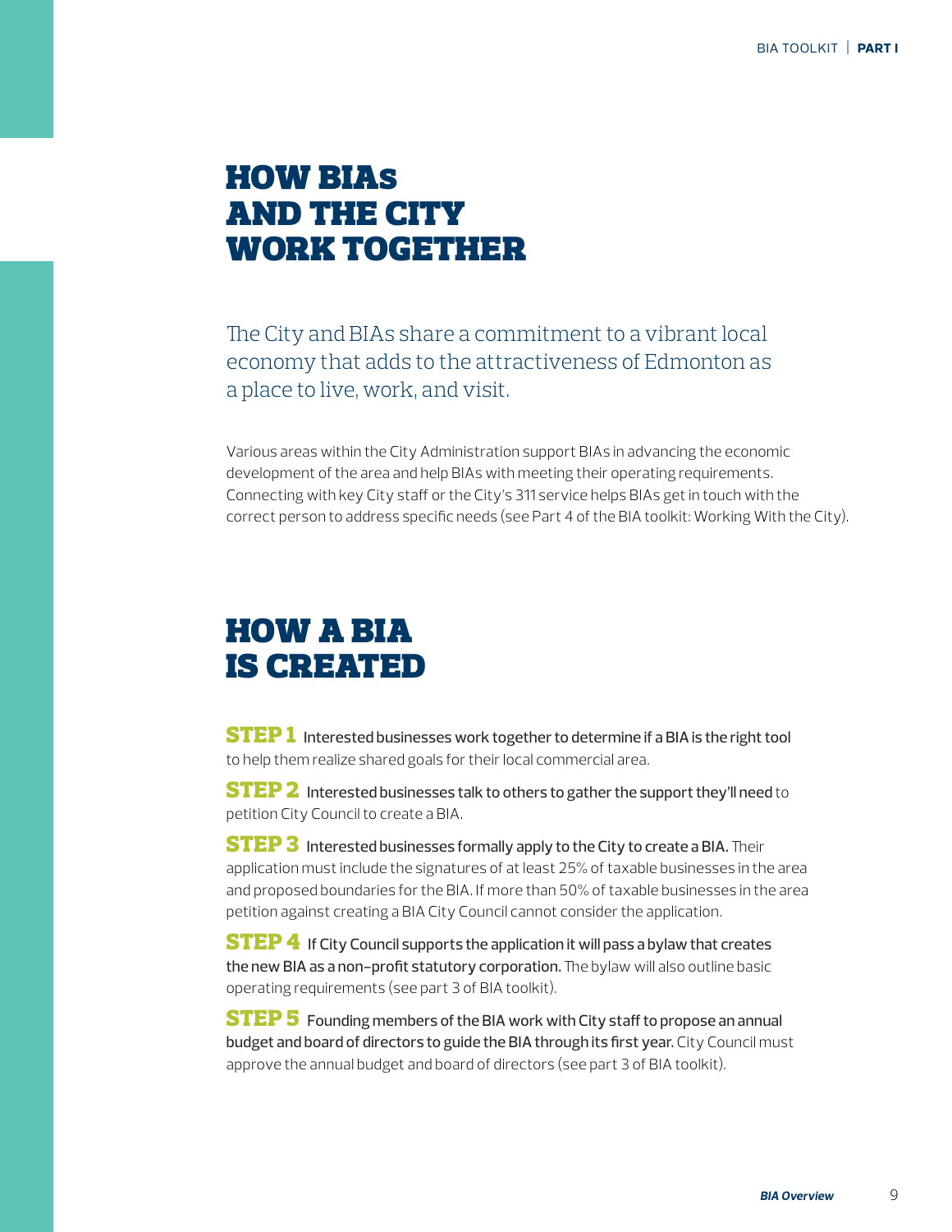# HOW BIAs AND THE CITY WORK TOGETHER

The City and BIAs share a commitment to a vibrant local economy that adds to the attractiveness of Edmonton as a place to live, work, and visit.

Various areas within the City Administration support BIAs in advancing the economic development of the area and help BIAs with meeting their operating requirements. Connecting with key City staff or the City's 311 service helps BIAs get in touch with the correct person to address specific needs (see Part 4 of the BIA toolkit: Working With the City).

# HOW A BIA IS CREATED

**STEP 1** Interested businesses work together to determine if a BIA is the right tool to help them realize shared goals for their local commercial area.

**STEP 2** Interested businesses talk to others to gather the support they'll need to petition City Council to create a BIA.

**STEP 3** Interested businesses formally apply to the City to create a BIA. Their application must include the signatures of at least 25% of taxable businesses in the area and proposed boundaries for the BIA. If more than 50% of taxable businesses in the area petition against creating a BIA City Council cannot consider the application.

**STEP 4** If City Council supports the application it will pass a bylaw that creates the new BIA as a non-profit statutory corporation. The bylaw will also outline basic operating requirements (see part 3 of BIA toolkit).

**STEP 5** Founding members of the BIA work with City staff to propose an annual budget and board of directors to guide the BIA through its first year. City Council must approve the annual budget and board of directors (see part 3 of BIA toolkit).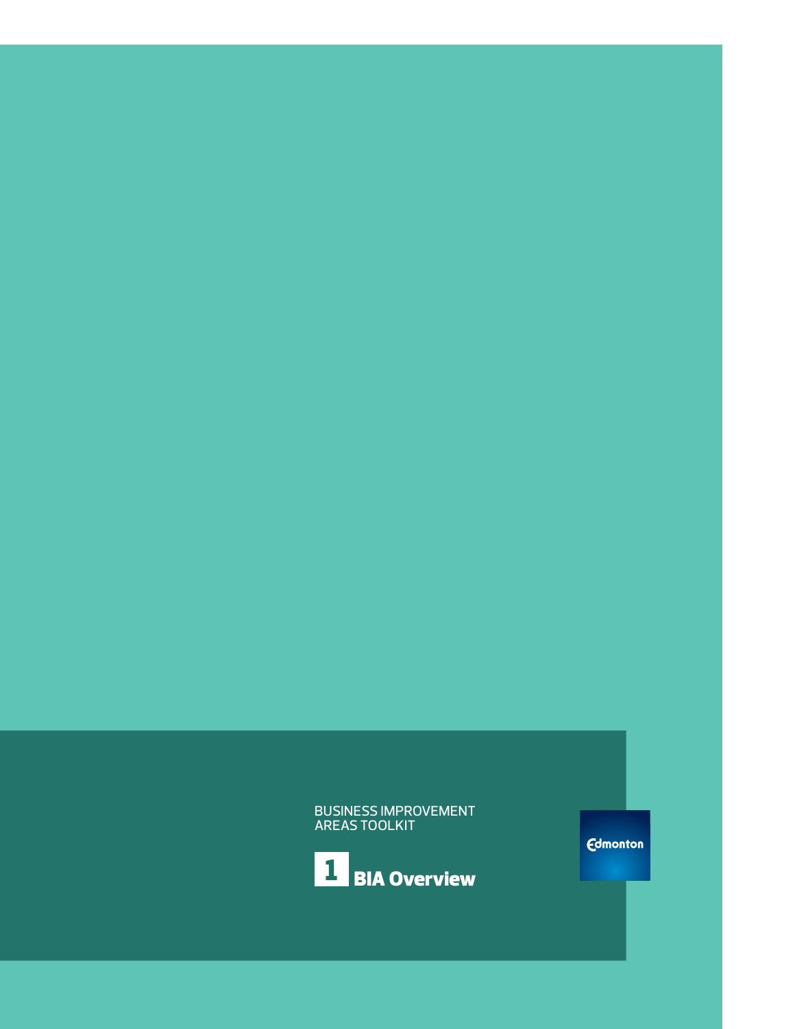BUSINESS IMPROVEMENT AREAS TOOLKIT

# 1 BIA Overview

Edmonton